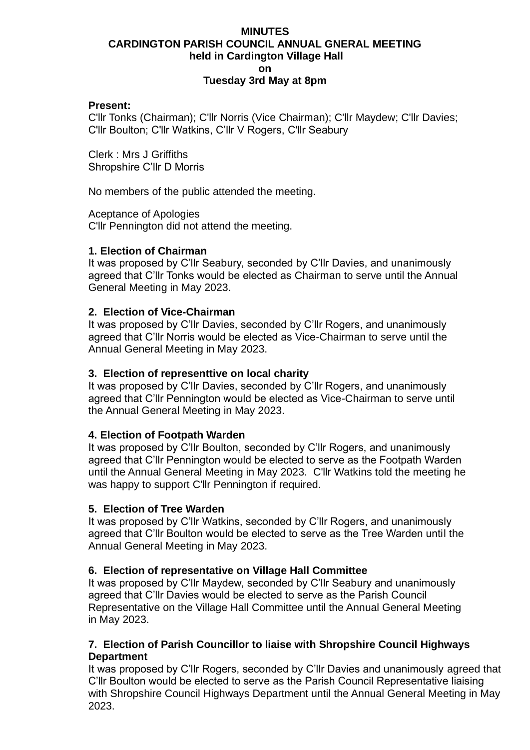**MINUTES**
**CARDINGTON PARISH COUNCIL ANNUAL GNERAL MEETING**
**held in Cardington Village Hall**
**on**
**Tuesday 3rd May at 8pm**

**Present:**
C'llr Tonks (Chairman); C'llr Norris (Vice Chairman); C'llr Maydew; C'llr Davies; C'llr Boulton; C'llr Watkins, C'llr V Rogers, C'llr Seabury

Clerk : Mrs J Griffiths
Shropshire C'llr D Morris

No members of the public attended the meeting.

Aceptance of Apologies
C'llr Pennington did not attend the meeting.

### 1. Election of Chairman

It was proposed by C'llr Seabury, seconded by C'llr Davies, and unanimously agreed that C'llr Tonks would be elected as Chairman to serve until the Annual General Meeting in May 2023.

### 2. Election of Vice-Chairman

It was proposed by C'llr Davies, seconded by C'llr Rogers, and unanimously agreed that C'llr Norris would be elected as Vice-Chairman to serve until the Annual General Meeting in May 2023.

### 3. Election of representtive on local charity

It was proposed by C'llr Davies, seconded by C'llr Rogers, and unanimously agreed that C'llr Pennington would be elected as Vice-Chairman to serve until the Annual General Meeting in May 2023.

### 4. Election of Footpath Warden

It was proposed by C'llr Boulton, seconded by C'llr Rogers, and unanimously agreed that C'llr Pennington would be elected to serve as the Footpath Warden until the Annual General Meeting in May 2023. C'llr Watkins told the meeting he was happy to support C'llr Pennington if required.

### 5. Election of Tree Warden

It was proposed by C'llr Watkins, seconded by C'llr Rogers, and unanimously agreed that C'llr Boulton would be elected to serve as the Tree Warden until the Annual General Meeting in May 2023.

### 6. Election of representative on Village Hall Committee

It was proposed by C'llr Maydew, seconded by C'llr Seabury and unanimously agreed that C'llr Davies would be elected to serve as the Parish Council Representative on the Village Hall Committee until the Annual General Meeting in May 2023.

### 7. Election of Parish Councillor to liaise with Shropshire Council Highways Department

It was proposed by C'llr Rogers, seconded by C'llr Davies and unanimously agreed that C'llr Boulton would be elected to serve as the Parish Council Representative liaising with Shropshire Council Highways Department until the Annual General Meeting in May 2023.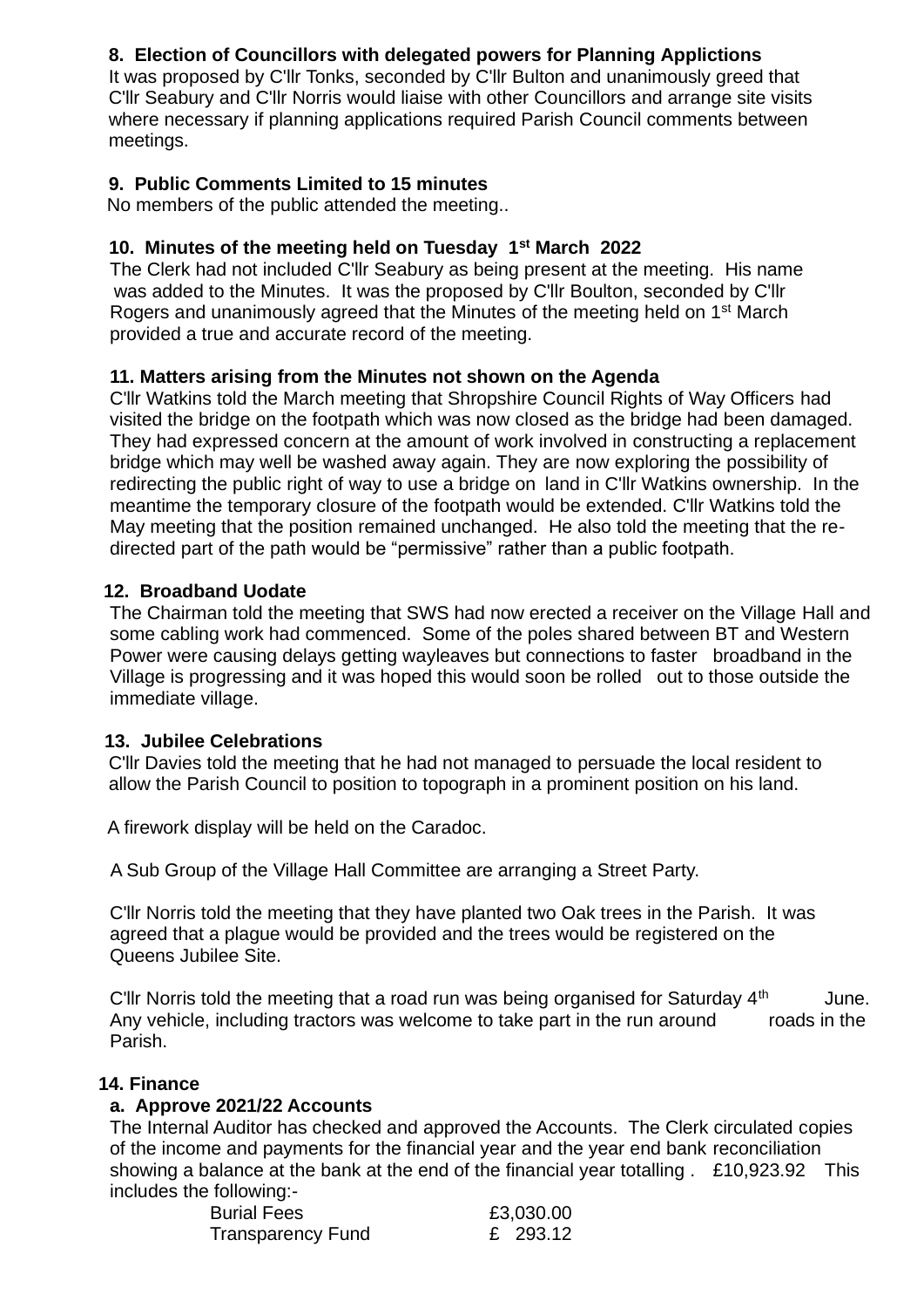**8. Election of Councillors with delegated powers for Planning Applictions**

It was proposed by C'llr Tonks, seconded by C'llr Bulton and unanimously greed that C'llr Seabury and C'llr Norris would liaise with other Councillors and arrange site visits where necessary if planning applications required Parish Council comments between meetings.

**9. Public Comments Limited to 15 minutes**

No members of the public attended the meeting..

**10. Minutes of the meeting held on Tuesday 1st March 2022**

The Clerk had not included C'llr Seabury as being present at the meeting. His name was added to the Minutes. It was the proposed by C'llr Boulton, seconded by C'llr Rogers and unanimously agreed that the Minutes of the meeting held on 1st March provided a true and accurate record of the meeting.

**11. Matters arising from the Minutes not shown on the Agenda**

C'llr Watkins told the March meeting that Shropshire Council Rights of Way Officers had visited the bridge on the footpath which was now closed as the bridge had been damaged. They had expressed concern at the amount of work involved in constructing a replacement bridge which may well be washed away again. They are now exploring the possibility of redirecting the public right of way to use a bridge on land in C'llr Watkins ownership. In the meantime the temporary closure of the footpath would be extended. C'llr Watkins told the May meeting that the position remained unchanged. He also told the meeting that the re-directed part of the path would be "permissive" rather than a public footpath.

**12. Broadband Uodate**

The Chairman told the meeting that SWS had now erected a receiver on the Village Hall and some cabling work had commenced. Some of the poles shared between BT and Western Power were causing delays getting wayleaves but connections to faster broadband in the Village is progressing and it was hoped this would soon be rolled out to those outside the immediate village.

**13. Jubilee Celebrations**

C'llr Davies told the meeting that he had not managed to persuade the local resident to allow the Parish Council to position to topograph in a prominent position on his land.

A firework display will be held on the Caradoc.

A Sub Group of the Village Hall Committee are arranging a Street Party.

C'llr Norris told the meeting that they have planted two Oak trees in the Parish. It was agreed that a plague would be provided and the trees would be registered on the Queens Jubilee Site.

C'llr Norris told the meeting that a road run was being organised for Saturday 4th June. Any vehicle, including tractors was welcome to take part in the run around roads in the Parish.

**14. Finance**

**a. Approve 2021/22 Accounts**

The Internal Auditor has checked and approved the Accounts. The Clerk circulated copies of the income and payments for the financial year and the year end bank reconciliation showing a balance at the bank at the end of the financial year totalling . £10,923.92 This includes the following:-

| | |
|---|---|
| Burial Fees | £3,030.00 |
| Transparency Fund | £ 293.12 |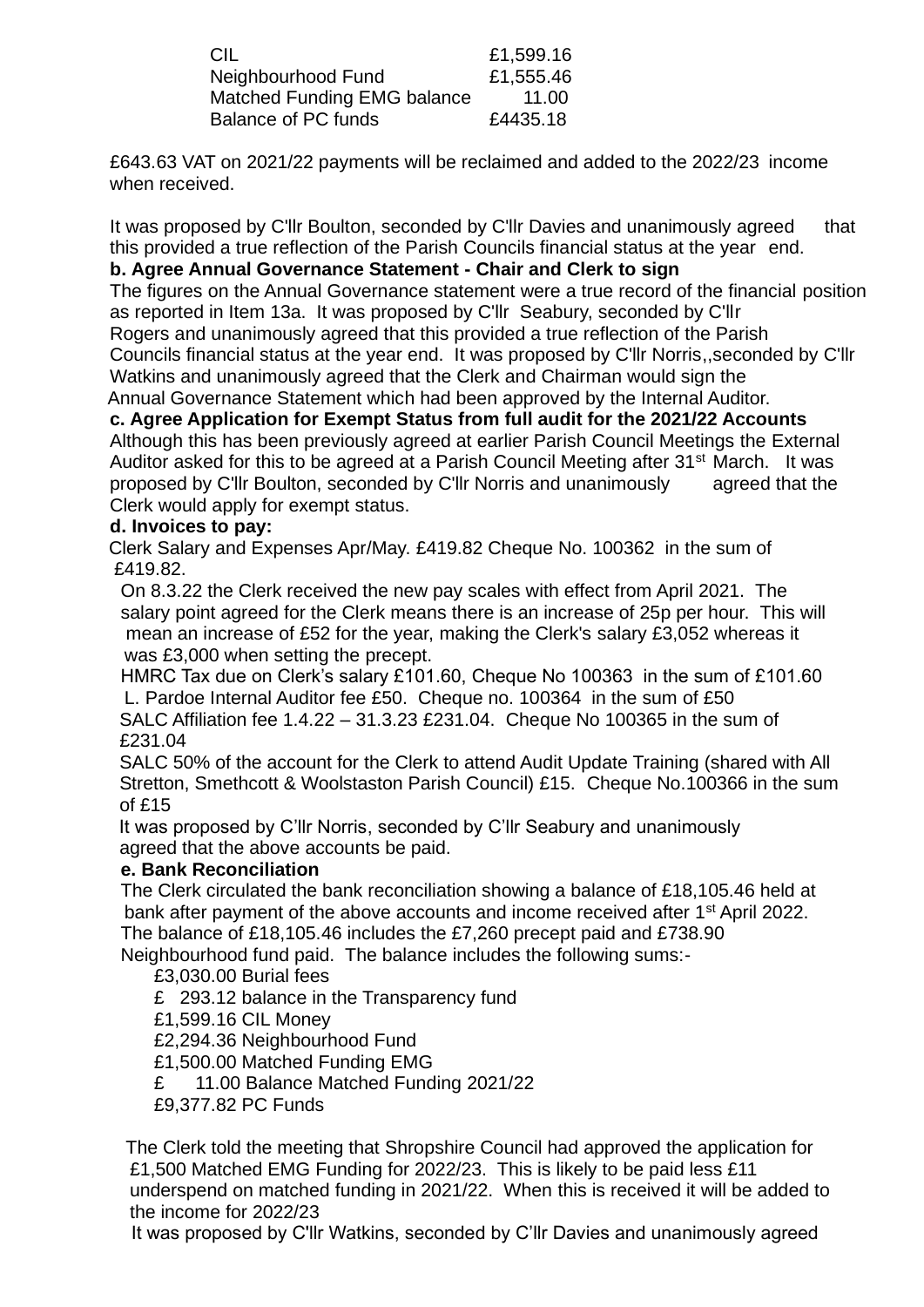| | |
|---|---|
| CIL | £1,599.16 |
| Neighbourhood Fund | £1,555.46 |
| Matched Funding EMG balance | 11.00 |
| Balance of PC funds | £4435.18 |

£643.63 VAT on 2021/22 payments will be reclaimed and added to the 2022/23 income when received.

It was proposed by C'llr Boulton, seconded by C'llr Davies and unanimously agreed that this provided a true reflection of the Parish Councils financial status at the year end.

**b. Agree Annual Governance Statement - Chair and Clerk to sign**

The figures on the Annual Governance statement were a true record of the financial position as reported in Item 13a. It was proposed by C'llr Seabury, seconded by C'llr Rogers and unanimously agreed that this provided a true reflection of the Parish Councils financial status at the year end. It was proposed by C'llr Norris,,seconded by C'llr Watkins and unanimously agreed that the Clerk and Chairman would sign the Annual Governance Statement which had been approved by the Internal Auditor.

**c. Agree Application for Exempt Status from full audit for the 2021/22 Accounts**

Although this has been previously agreed at earlier Parish Council Meetings the External Auditor asked for this to be agreed at a Parish Council Meeting after 31st March. It was proposed by C'llr Boulton, seconded by C'llr Norris and unanimously agreed that the Clerk would apply for exempt status.

**d. Invoices to pay:**

Clerk Salary and Expenses Apr/May. £419.82 Cheque No. 100362 in the sum of £419.82.

On 8.3.22 the Clerk received the new pay scales with effect from April 2021. The salary point agreed for the Clerk means there is an increase of 25p per hour. This will mean an increase of £52 for the year, making the Clerk's salary £3,052 whereas it was £3,000 when setting the precept.

HMRC Tax due on Clerk's salary £101.60, Cheque No 100363 in the sum of £101.60

L. Pardoe Internal Auditor fee £50. Cheque no. 100364 in the sum of £50

SALC Affiliation fee 1.4.22 – 31.3.23 £231.04. Cheque No 100365 in the sum of £231.04

SALC 50% of the account for the Clerk to attend Audit Update Training (shared with All Stretton, Smethcott & Woolstaston Parish Council) £15. Cheque No.100366 in the sum of £15

It was proposed by C'llr Norris, seconded by C'llr Seabury and unanimously agreed that the above accounts be paid.

**e. Bank Reconciliation**

The Clerk circulated the bank reconciliation showing a balance of £18,105.46 held at bank after payment of the above accounts and income received after 1st April 2022. The balance of £18,105.46 includes the £7,260 precept paid and £738.90 Neighbourhood fund paid. The balance includes the following sums:-

£3,030.00 Burial fees
£ 293.12 balance in the Transparency fund
£1,599.16 CIL Money
£2,294.36 Neighbourhood Fund
£1,500.00 Matched Funding EMG
£ 11.00 Balance Matched Funding 2021/22
£9,377.82 PC Funds

The Clerk told the meeting that Shropshire Council had approved the application for £1,500 Matched EMG Funding for 2022/23. This is likely to be paid less £11 underspend on matched funding in 2021/22. When this is received it will be added to the income for 2022/23

It was proposed by C'llr Watkins, seconded by C'llr Davies and unanimously agreed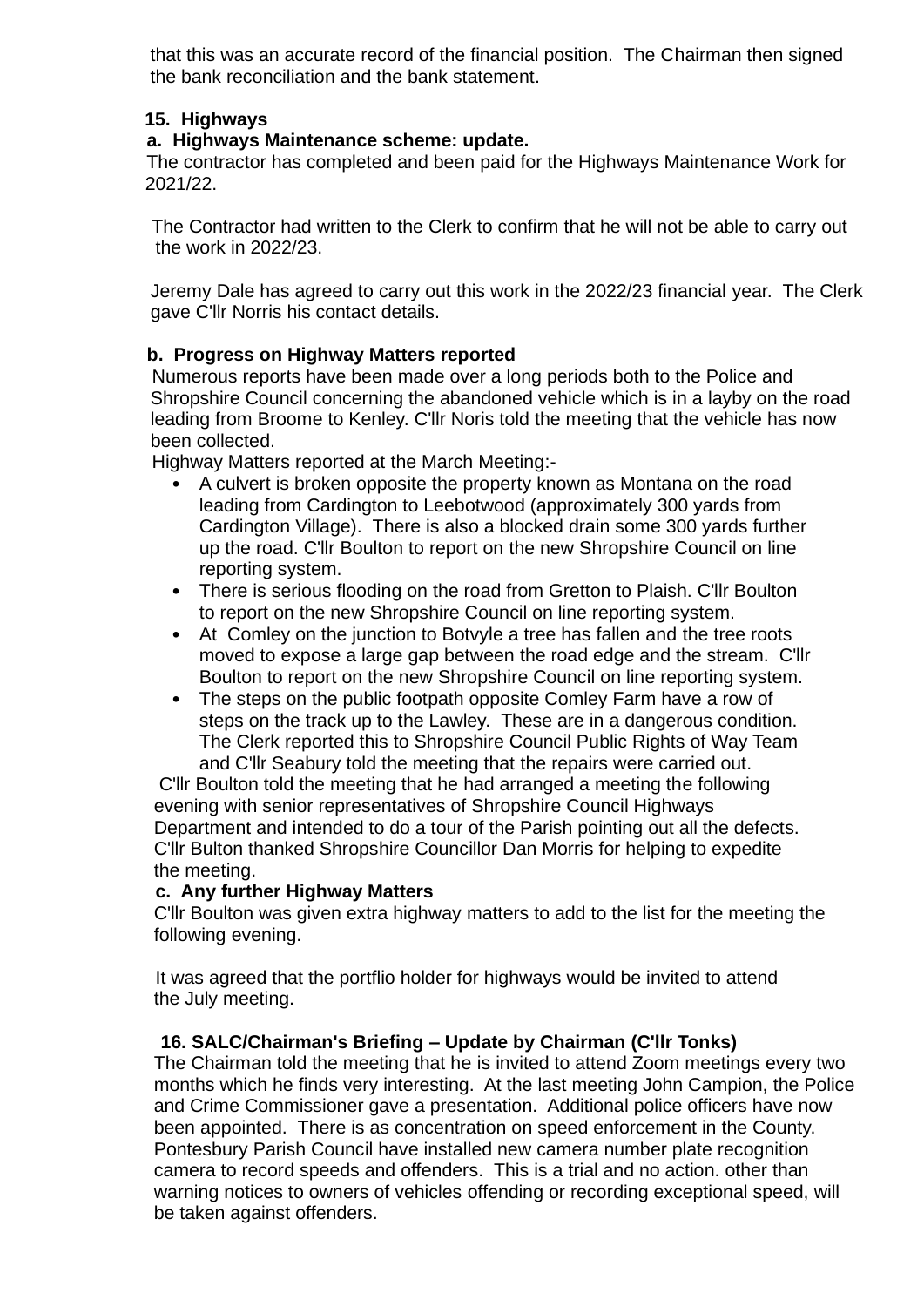that this was an accurate record of the financial position. The Chairman then signed the bank reconciliation and the bank statement.

**15. Highways**

**a. Highways Maintenance scheme: update.**

The contractor has completed and been paid for the Highways Maintenance Work for 2021/22.

The Contractor had written to the Clerk to confirm that he will not be able to carry out the work in 2022/23.

Jeremy Dale has agreed to carry out this work in the 2022/23 financial year. The Clerk gave C'llr Norris his contact details.

**b. Progress on Highway Matters reported**

Numerous reports have been made over a long periods both to the Police and Shropshire Council concerning the abandoned vehicle which is in a layby on the road leading from Broome to Kenley. C'llr Noris told the meeting that the vehicle has now been collected.

Highway Matters reported at the March Meeting:-

- A culvert is broken opposite the property known as Montana on the road leading from Cardington to Leebotwood (approximately 300 yards from Cardington Village). There is also a blocked drain some 300 yards further up the road. C'llr Boulton to report on the new Shropshire Council on line reporting system.
- There is serious flooding on the road from Gretton to Plaish. C'llr Boulton to report on the new Shropshire Council on line reporting system.
- At Comley on the junction to Botvyle a tree has fallen and the tree roots moved to expose a large gap between the road edge and the stream. C'llr Boulton to report on the new Shropshire Council on line reporting system.
- The steps on the public footpath opposite Comley Farm have a row of steps on the track up to the Lawley. These are in a dangerous condition. The Clerk reported this to Shropshire Council Public Rights of Way Team and C'llr Seabury told the meeting that the repairs were carried out.

C'llr Boulton told the meeting that he had arranged a meeting the following evening with senior representatives of Shropshire Council Highways Department and intended to do a tour of the Parish pointing out all the defects. C'llr Bulton thanked Shropshire Councillor Dan Morris for helping to expedite the meeting.

**c. Any further Highway Matters**

C'llr Boulton was given extra highway matters to add to the list for the meeting the following evening.

It was agreed that the portflio holder for highways would be invited to attend the July meeting.

**16. SALC/Chairman's Briefing – Update by Chairman (C'llr Tonks)**

The Chairman told the meeting that he is invited to attend Zoom meetings every two months which he finds very interesting. At the last meeting John Campion, the Police and Crime Commissioner gave a presentation. Additional police officers have now been appointed. There is as concentration on speed enforcement in the County. Pontesbury Parish Council have installed new camera number plate recognition camera to record speeds and offenders. This is a trial and no action. other than warning notices to owners of vehicles offending or recording exceptional speed, will be taken against offenders.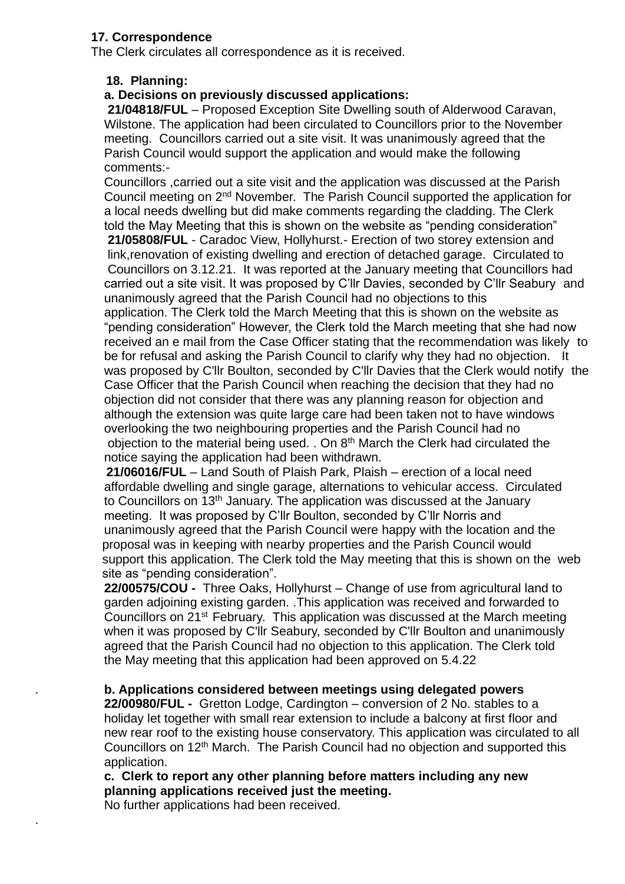**17. Correspondence**

The Clerk circulates all correspondence as it is received.

**18. Planning:**

**a. Decisions on previously discussed applications:**

**21/04818/FUL** – Proposed Exception Site Dwelling south of Alderwood Caravan, Wilstone. The application had been circulated to Councillors prior to the November meeting. Councillors carried out a site visit. It was unanimously agreed that the Parish Council would support the application and would make the following comments:-

Councillors ,carried out a site visit and the application was discussed at the Parish Council meeting on 2nd November. The Parish Council supported the application for a local needs dwelling but did make comments regarding the cladding. The Clerk told the May Meeting that this is shown on the website as "pending consideration"

**21/05808/FUL** - Caradoc View, Hollyhurst.- Erection of two storey extension and link,renovation of existing dwelling and erection of detached garage. Circulated to Councillors on 3.12.21. It was reported at the January meeting that Councillors had carried out a site visit. It was proposed by C'llr Davies, seconded by C'llr Seabury and unanimously agreed that the Parish Council had no objections to this application. The Clerk told the March Meeting that this is shown on the website as "pending consideration" However, the Clerk told the March meeting that she had now received an e mail from the Case Officer stating that the recommendation was likely to be for refusal and asking the Parish Council to clarify why they had no objection. It was proposed by C'llr Boulton, seconded by C'llr Davies that the Clerk would notify the Case Officer that the Parish Council when reaching the decision that they had no objection did not consider that there was any planning reason for objection and although the extension was quite large care had been taken not to have windows overlooking the two neighbouring properties and the Parish Council had no objection to the material being used. . On 8th March the Clerk had circulated the notice saying the application had been withdrawn.

**21/06016/FUL** – Land South of Plaish Park, Plaish – erection of a local need affordable dwelling and single garage, alternations to vehicular access. Circulated to Councillors on 13th January. The application was discussed at the January meeting. It was proposed by C'llr Boulton, seconded by C'llr Norris and unanimously agreed that the Parish Council were happy with the location and the proposal was in keeping with nearby properties and the Parish Council would support this application. The Clerk told the May meeting that this is shown on the web site as "pending consideration".

**22/00575/COU -** Three Oaks, Hollyhurst – Change of use from agricultural land to garden adjoining existing garden. .This application was received and forwarded to Councillors on 21st February. This application was discussed at the March meeting when it was proposed by C'llr Seabury, seconded by C'llr Boulton and unanimously agreed that the Parish Council had no objection to this application. The Clerk told the May meeting that this application had been approved on 5.4.22

**b. Applications considered between meetings using delegated powers**

**22/00980/FUL -** Gretton Lodge, Cardington – conversion of 2 No. stables to a holiday let together with small rear extension to include a balcony at first floor and new rear roof to the existing house conservatory. This application was circulated to all Councillors on 12th March. The Parish Council had no objection and supported this application.

**c. Clerk to report any other planning before matters including any new planning applications received just the meeting.**

No further applications had been received.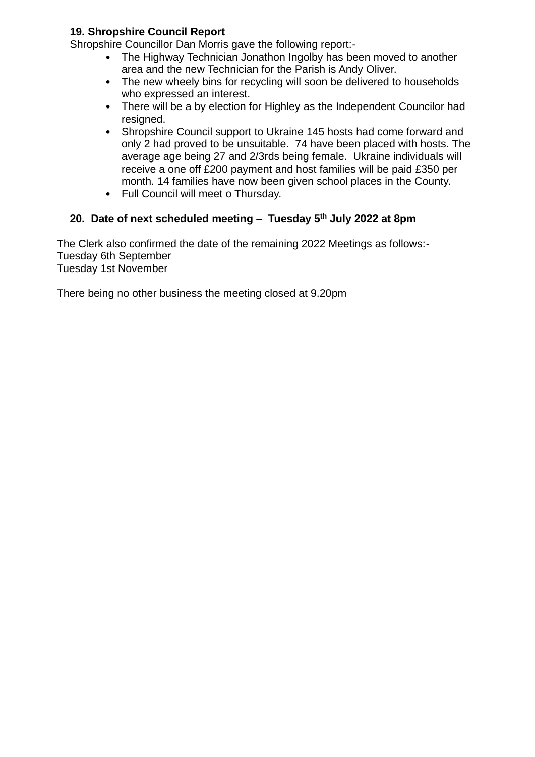**19. Shropshire Council Report**

Shropshire Councillor Dan Morris gave the following report:-

- The Highway Technician Jonathon Ingolby has been moved to another area and the new Technician for the Parish is Andy Oliver.
- The new wheely bins for recycling will soon be delivered to households who expressed an interest.
- There will be a by election for Highley as the Independent Councilor had resigned.
- Shropshire Council support to Ukraine 145 hosts had come forward and only 2 had proved to be unsuitable. 74 have been placed with hosts. The average age being 27 and 2/3rds being female. Ukraine individuals will receive a one off £200 payment and host families will be paid £350 per month. 14 families have now been given school places in the County.
- Full Council will meet o Thursday.

**20. Date of next scheduled meeting – Tuesday 5th July 2022 at 8pm**

The Clerk also confirmed the date of the remaining 2022 Meetings as follows:-
Tuesday 6th September
Tuesday 1st November

There being no other business the meeting closed at 9.20pm